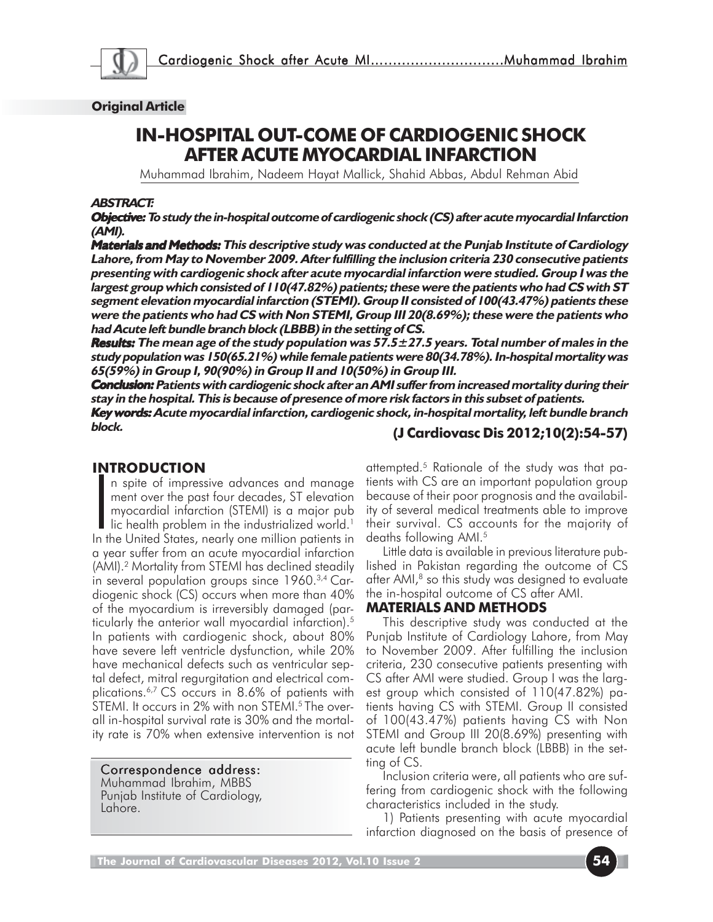**Original Article**

# IN-HOSPITAL OUT-COME OF CARDIOGENIC SHOCK AFTER ACUTE MYOCARDIAL INFARCTION

Muhammad Ibrahim, Nadeem Hayat Mallick, Shahid Abbas, Abdul Rehman Abid

***ABSTRACT:***

***Objective:*** ***To study the in-hospital outcome of cardiogenic shock (CS) after acute myocardial Infarction (AMI).***

***Materials and Methods:*** ***This descriptive study was conducted at the Punjab Institute of Cardiology Lahore, from May to November 2009. After fulfilling the inclusion criteria 230 consecutive patients presenting with cardiogenic shock after acute myocardial infarction were studied. Group I was the largest group which consisted of 110(47.82%) patients; these were the patients who had CS with ST segment elevation myocardial infarction (STEMI). Group II consisted of 100(43.47%) patients these were the patients who had CS with Non STEMI, Group III 20(8.69%); these were the patients who had Acute left bundle branch block (LBBB) in the setting of CS.***

***Results:*** ***The mean age of the study population was 57.5±27.5 years. Total number of males in the study population was 150(65.21%) while female patients were 80(34.78%). In-hospital mortality was 65(59%) in Group I, 90(90%) in Group II and 10(50%) in Group III.***

***Conclusion:*** ***Patients with cardiogenic shock after an AMI suffer from increased mortality during their stay in the hospital. This is because of presence of more risk factors in this subset of patients.***

***Key words:*** ***Acute myocardial infarction, cardiogenic shock, in-hospital mortality, left bundle branch block.***

**(J Cardiovasc Dis 2012;10(2):54-57)**

## INTRODUCTION

In spite of impressive advances and management over the past four decades, ST elevation myocardial infarction (STEMI) is a major public health problem in the industrialized world.[1] In the United States, nearly one million patients in a year suffer from an acute myocardial infarction (AMI).[2] Mortality from STEMI has declined steadily in several population groups since 1960.[3,4] Cardiogenic shock (CS) occurs when more than 40% of the myocardium is irreversibly damaged (particularly the anterior wall myocardial infarction).[5] In patients with cardiogenic shock, about 80% have severe left ventricle dysfunction, while 20% have mechanical defects such as ventricular septal defect, mitral regurgitation and electrical complications.[6,7] CS occurs in 8.6% of patients with STEMI. It occurs in 2% with non STEMI.[5] The overall in-hospital survival rate is 30% and the mortality rate is 70% when extensive intervention is not attempted.[5] Rationale of the study was that patients with CS are an important population group because of their poor prognosis and the availability of several medical treatments able to improve their survival. CS accounts for the majority of deaths following AMI.[5]

Little data is available in previous literature published in Pakistan regarding the outcome of CS after AMI,[8] so this study was designed to evaluate the in-hospital outcome of CS after AMI.

Correspondence address:
Muhammad Ibrahim, MBBS
Punjab Institute of Cardiology,
Lahore.

## MATERIALS AND METHODS

This descriptive study was conducted at the Punjab Institute of Cardiology Lahore, from May to November 2009. After fulfilling the inclusion criteria, 230 consecutive patients presenting with CS after AMI were studied. Group I was the largest group which consisted of 110(47.82%) patients having CS with STEMI. Group II consisted of 100(43.47%) patients having CS with Non STEMI and Group III 20(8.69%) presenting with acute left bundle branch block (LBBB) in the setting of CS.

Inclusion criteria were, all patients who are suffering from cardiogenic shock with the following characteristics included in the study.

1) Patients presenting with acute myocardial infarction diagnosed on the basis of presence of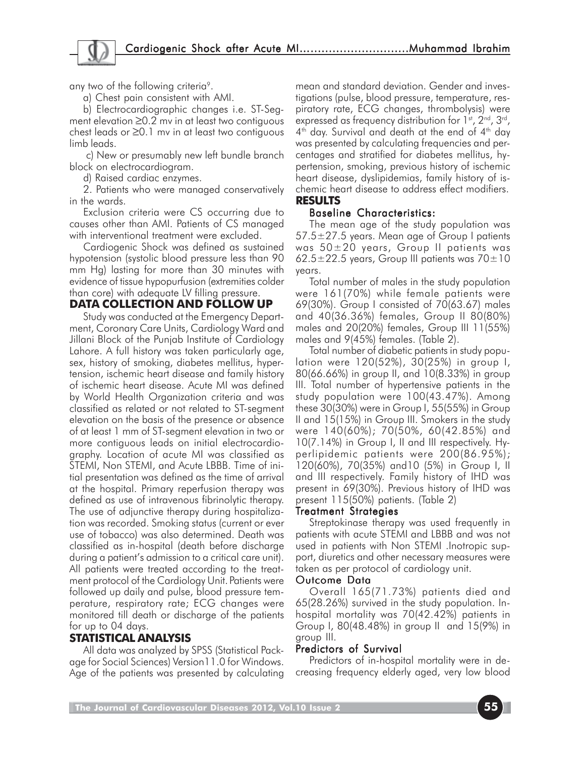any two of the following criteria[9].

a) Chest pain consistent with AMI.

b) Electrocardiographic changes i.e. ST-Segment elevation ≥0.2 mv in at least two contiguous chest leads or ≥0.1 mv in at least two contiguous limb leads.

c) New or presumably new left bundle branch block on electrocardiogram.

d) Raised cardiac enzymes.

2. Patients who were managed conservatively in the wards.

Exclusion criteria were CS occurring due to causes other than AMI. Patients of CS managed with interventional treatment were excluded.

Cardiogenic Shock was defined as sustained hypotension (systolic blood pressure less than 90 mm Hg) lasting for more than 30 minutes with evidence of tissue hypopurfusion (extremities colder than core) with adequate LV filling pressure.

## DATA COLLECTION AND FOLLOW UP

Study was conducted at the Emergency Department, Coronary Care Units, Cardiology Ward and Jillani Block of the Punjab Institute of Cardiology Lahore. A full history was taken particularly age, sex, history of smoking, diabetes mellitus, hypertension, ischemic heart disease and family history of ischemic heart disease. Acute MI was defined by World Health Organization criteria and was classified as related or not related to ST-segment elevation on the basis of the presence or absence of at least 1 mm of ST-segment elevation in two or more contiguous leads on initial electrocardiography. Location of acute MI was classified as STEMI, Non STEMI, and Acute LBBB. Time of initial presentation was defined as the time of arrival at the hospital. Primary reperfusion therapy was defined as use of intravenous fibrinolytic therapy. The use of adjunctive therapy during hospitalization was recorded. Smoking status (current or ever use of tobacco) was also determined. Death was classified as in-hospital (death before discharge during a patient's admission to a critical care unit). All patients were treated according to the treatment protocol of the Cardiology Unit. Patients were followed up daily and pulse, blood pressure temperature, respiratory rate; ECG changes were monitored till death or discharge of the patients for up to 04 days.

## STATISTICAL ANALYSIS

All data was analyzed by SPSS (Statistical Package for Social Sciences) Version11.0 for Windows. Age of the patients was presented by calculating mean and standard deviation. Gender and investigations (pulse, blood pressure, temperature, respiratory rate, ECG changes, thrombolysis) were expressed as frequency distribution for 1st, 2nd, 3rd, 4th day. Survival and death at the end of 4th day was presented by calculating frequencies and percentages and stratified for diabetes mellitus, hypertension, smoking, previous history of ischemic heart disease, dyslipidemias, family history of ischemic heart disease to address effect modifiers.

## RESULTS

### Baseline Characteristics:

The mean age of the study population was 57.5±27.5 years. Mean age of Group I patients was 50±20 years, Group II patients was 62.5±22.5 years, Group III patients was 70±10 years.

Total number of males in the study population were 161(70%) while female patients were 69(30%). Group I consisted of 70(63.67) males and 40(36.36%) females, Group II 80(80%) males and 20(20%) females, Group III 11(55%) males and 9(45%) females. (Table 2).

Total number of diabetic patients in study population were 120(52%), 30(25%) in group I, 80(66.66%) in group II, and 10(8.33%) in group III. Total number of hypertensive patients in the study population were 100(43.47%). Among these 30(30%) were in Group I, 55(55%) in Group II and 15(15%) in Group III. Smokers in the study were 140(60%); 70(50%, 60(42.85%) and 10(7.14%) in Group I, II and III respectively. Hyperlipidemic patients were 200(86.95%); 120(60%), 70(35%) and10 (5%) in Group I, II and III respectively. Family history of IHD was present in 69(30%). Previous history of IHD was present 115(50%) patients. (Table 2)

### Treatment Strategies

Streptokinase therapy was used frequently in patients with acute STEMI and LBBB and was not used in patients with Non STEMI .Inotropic support, diuretics and other necessary measures were taken as per protocol of cardiology unit.

### Outcome Data

Overall 165(71.73%) patients died and 65(28.26%) survived in the study population. In-hospital mortality was 70(42.42%) patients in Group I, 80(48.48%) in group II and 15(9%) in group III.

### Predictors of Survival

Predictors of in-hospital mortality were in decreasing frequency elderly aged, very low blood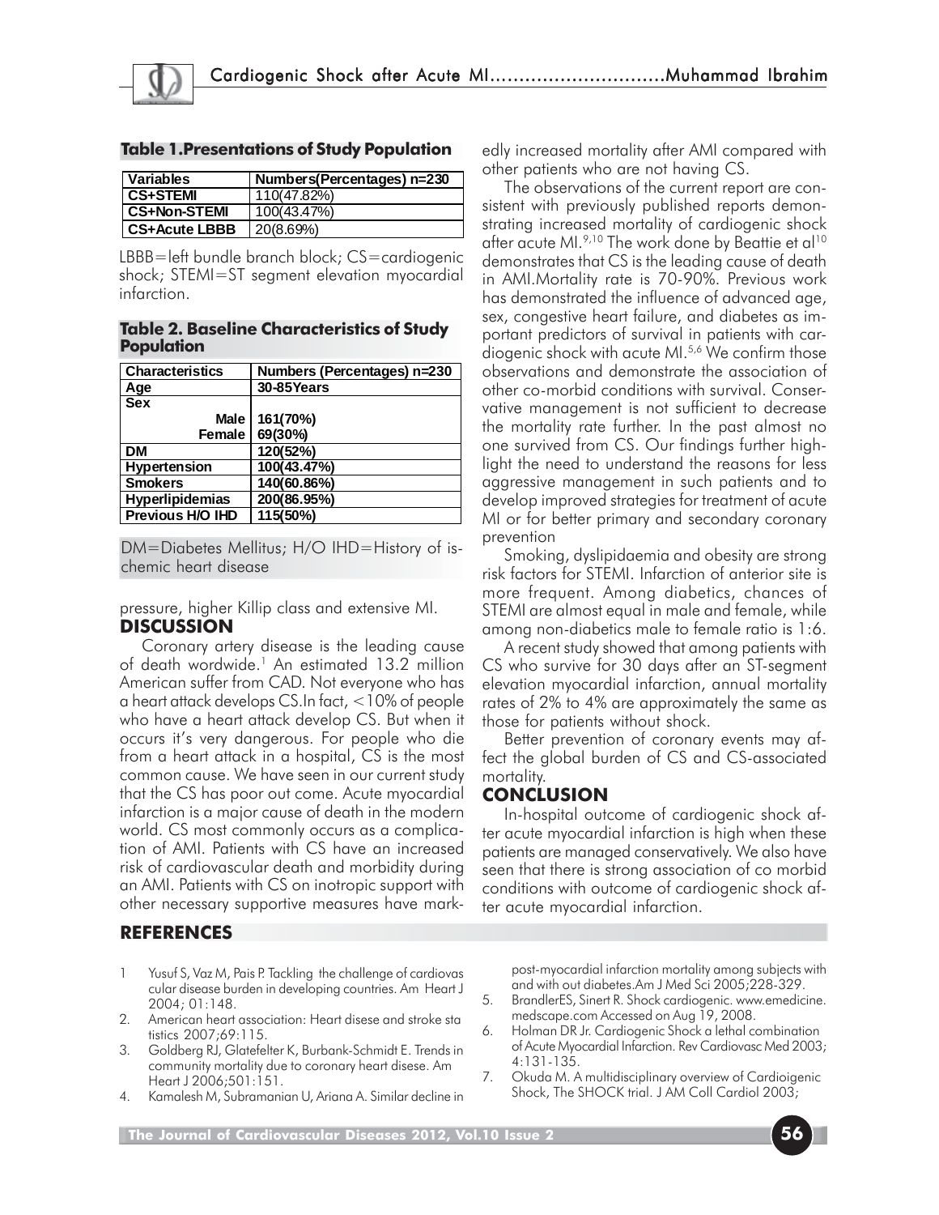**Table 1.Presentations of Study Population**

| Variables | Numbers(Percentages) n=230 |
|---|---|
| CS+STEMI | 110(47.82%) |
| CS+Non-STEMI | 100(43.47%) |
| CS+Acute LBBB | 20(8.69%) |

LBBB=left bundle branch block; CS=cardiogenic shock; STEMI=ST segment elevation myocardial infarction.

**Table 2. Baseline Characteristics of Study Population**

| Characteristics | Numbers (Percentages) n=230 |
|---|---|
| Age | 30-85Years |
| Sex | |
| Male | 161(70%) |
| Female | 69(30%) |
| DM | 120(52%) |
| Hypertension | 100(43.47%) |
| Smokers | 140(60.86%) |
| Hyperlipidemias | 200(86.95%) |
| Previous H/O IHD | 115(50%) |

DM=Diabetes Mellitus; H/O IHD=History of ischemic heart disease

pressure, higher Killip class and extensive MI.

## DISCUSSION

Coronary artery disease is the leading cause of death wordwide.[1] An estimated 13.2 million American suffer from CAD. Not everyone who has a heart attack develops CS.In fact, <10% of people who have a heart attack develop CS. But when it occurs it's very dangerous. For people who die from a heart attack in a hospital, CS is the most common cause. We have seen in our current study that the CS has poor out come. Acute myocardial infarction is a major cause of death in the modern world. CS most commonly occurs as a complication of AMI. Patients with CS have an increased risk of cardiovascular death and morbidity during an AMI. Patients with CS on inotropic support with other necessary supportive measures have markedly increased mortality after AMI compared with other patients who are not having CS.

The observations of the current report are consistent with previously published reports demonstrating increased mortality of cardiogenic shock after acute MI.[9,10] The work done by Beattie et al[10] demonstrates that CS is the leading cause of death in AMI.Mortality rate is 70-90%. Previous work has demonstrated the influence of advanced age, sex, congestive heart failure, and diabetes as important predictors of survival in patients with cardiogenic shock with acute MI.[5,6] We confirm those observations and demonstrate the association of other co-morbid conditions with survival. Conservative management is not sufficient to decrease the mortality rate further. In the past almost no one survived from CS. Our findings further highlight the need to understand the reasons for less aggressive management in such patients and to develop improved strategies for treatment of acute MI or for better primary and secondary coronary prevention

Smoking, dyslipidaemia and obesity are strong risk factors for STEMI. Infarction of anterior site is more frequent. Among diabetics, chances of STEMI are almost equal in male and female, while among non-diabetics male to female ratio is 1:6.

A recent study showed that among patients with CS who survive for 30 days after an ST-segment elevation myocardial infarction, annual mortality rates of 2% to 4% are approximately the same as those for patients without shock.

Better prevention of coronary events may affect the global burden of CS and CS-associated mortality.

## CONCLUSION

In-hospital outcome of cardiogenic shock after acute myocardial infarction is high when these patients are managed conservatively. We also have seen that there is strong association of co morbid conditions with outcome of cardiogenic shock after acute myocardial infarction.

## REFERENCES

1. Yusuf S, Vaz M, Pais P. Tackling the challenge of cardiovascular disease burden in developing countries. Am Heart J 2004; 01:148.
2. American heart association: Heart disese and stroke statistics 2007;69:115.
3. Goldberg RJ, Glatefelter K, Burbank-Schmidt E. Trends in community mortality due to coronary heart disese. Am Heart J 2006;501:151.
4. Kamalesh M, Subramanian U, Ariana A. Similar decline in post-myocardial infarction mortality among subjects with and with out diabetes.Am J Med Sci 2005;228-329.
5. BrandlerES, Sinert R. Shock cardiogenic. www.emedicine.medscape.com Accessed on Aug 19, 2008.
6. Holman DR Jr. Cardiogenic Shock a lethal combination of Acute Myocardial Infarction. Rev Cardiovasc Med 2003; 4:131-135.
7. Okuda M. A multidisciplinary overview of Cardioigenic Shock, The SHOCK trial. J AM Coll Cardiol 2003;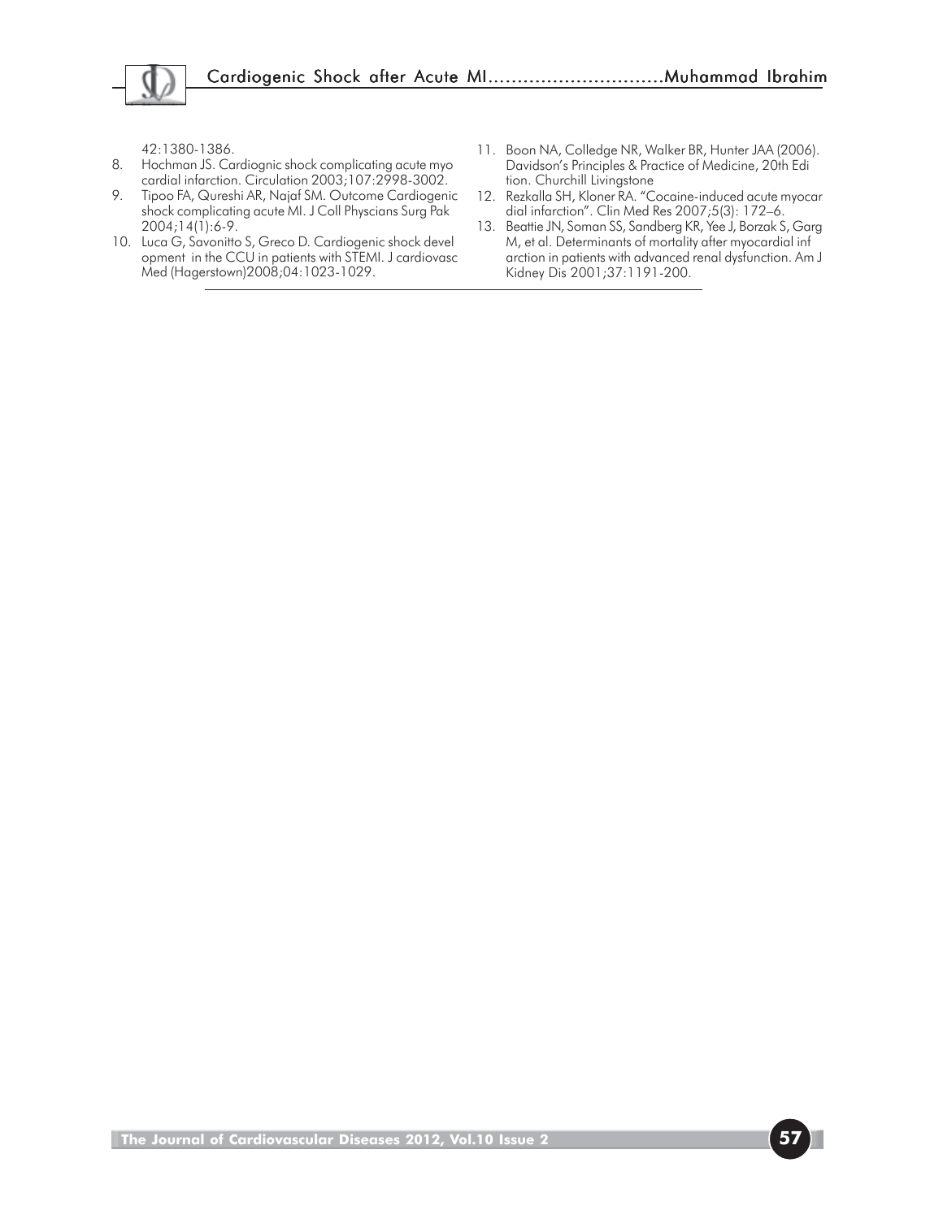42:1380-1386.

8. Hochman JS. Cardiognic shock complicating acute myo cardial infarction. Circulation 2003;107:2998-3002.
9. Tipoo FA, Qureshi AR, Najaf SM. Outcome Cardiogenic shock complicating acute MI. J Coll Physcians Surg Pak 2004;14(1):6-9.
10. Luca G, Savonitto S, Greco D. Cardiogenic shock devel opment in the CCU in patients with STEMI. J cardiovasc Med (Hagerstown)2008;04:1023-1029.
11. Boon NA, Colledge NR, Walker BR, Hunter JAA (2006). Davidson's Principles & Practice of Medicine, 20th Edi tion. Churchill Livingstone
12. Rezkalla SH, Kloner RA. "Cocaine-induced acute myocar dial infarction". Clin Med Res 2007;5(3): 172–6.
13. Beattie JN, Soman SS, Sandberg KR, Yee J, Borzak S, Garg M, et al. Determinants of mortality after myocardial inf arction in patients with advanced renal dysfunction. Am J Kidney Dis 2001;37:1191-200.